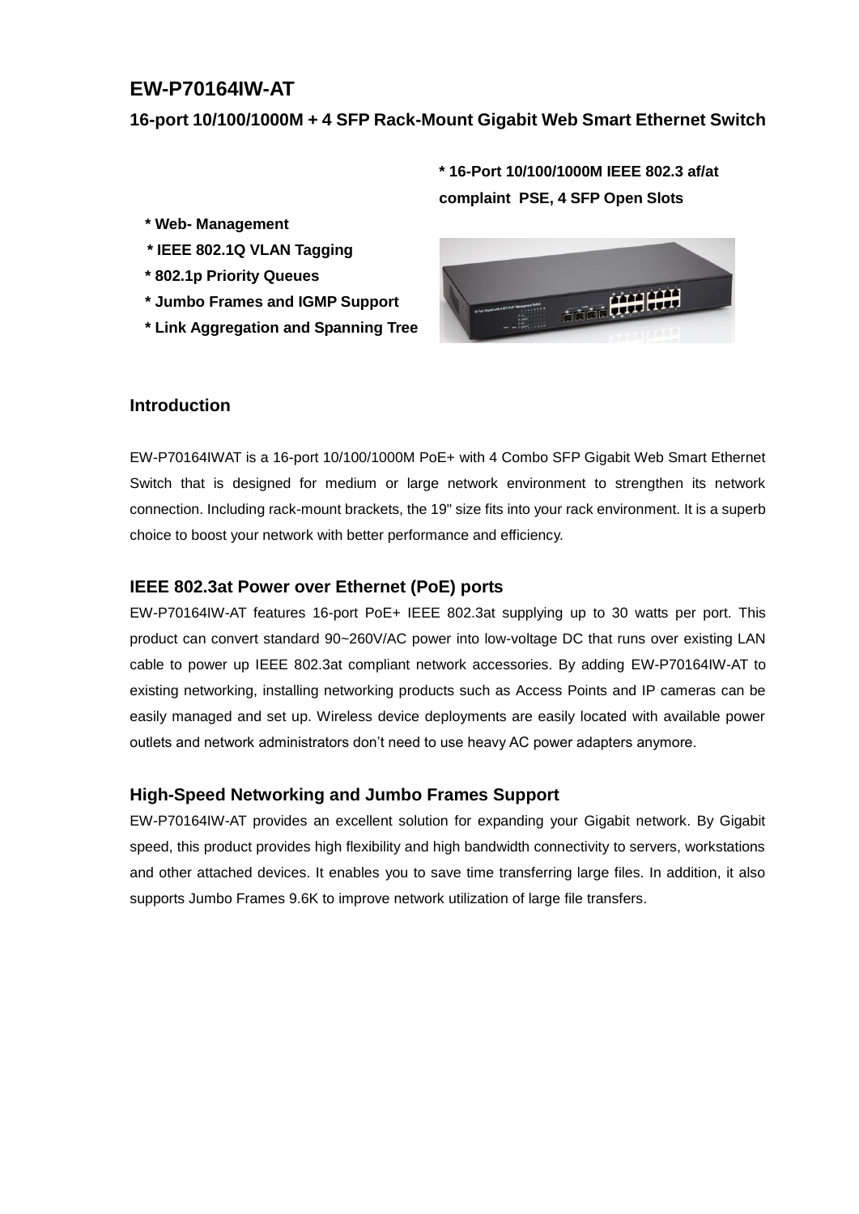# EW-P70164IW-AT

## 16-port 10/100/1000M + 4 SFP Rack-Mount Gigabit Web Smart Ethernet Switch

**\* 16-Port 10/100/1000M IEEE 802.3 af/at complaint PSE, 4 SFP Open Slots**

**\* Web- Management**

**\* IEEE 802.1Q VLAN Tagging**

**\* 802.1p Priority Queues**

**\* Jumbo Frames and IGMP Support**

**\* Link Aggregation and Spanning Tree**

### Introduction

EW-P70164IWAT is a 16-port 10/100/1000M PoE+ with 4 Combo SFP Gigabit Web Smart Ethernet Switch that is designed for medium or large network environment to strengthen its network connection. Including rack-mount brackets, the 19" size fits into your rack environment. It is a superb choice to boost your network with better performance and efficiency.

### IEEE 802.3at Power over Ethernet (PoE) ports

EW-P70164IW-AT features 16-port PoE+ IEEE 802.3at supplying up to 30 watts per port. This product can convert standard 90~260V/AC power into low-voltage DC that runs over existing LAN cable to power up IEEE 802.3at compliant network accessories. By adding EW-P70164IW-AT to existing networking, installing networking products such as Access Points and IP cameras can be easily managed and set up. Wireless device deployments are easily located with available power outlets and network administrators don't need to use heavy AC power adapters anymore.

### High-Speed Networking and Jumbo Frames Support

EW-P70164IW-AT provides an excellent solution for expanding your Gigabit network. By Gigabit speed, this product provides high flexibility and high bandwidth connectivity to servers, workstations and other attached devices. It enables you to save time transferring large files. In addition, it also supports Jumbo Frames 9.6K to improve network utilization of large file transfers.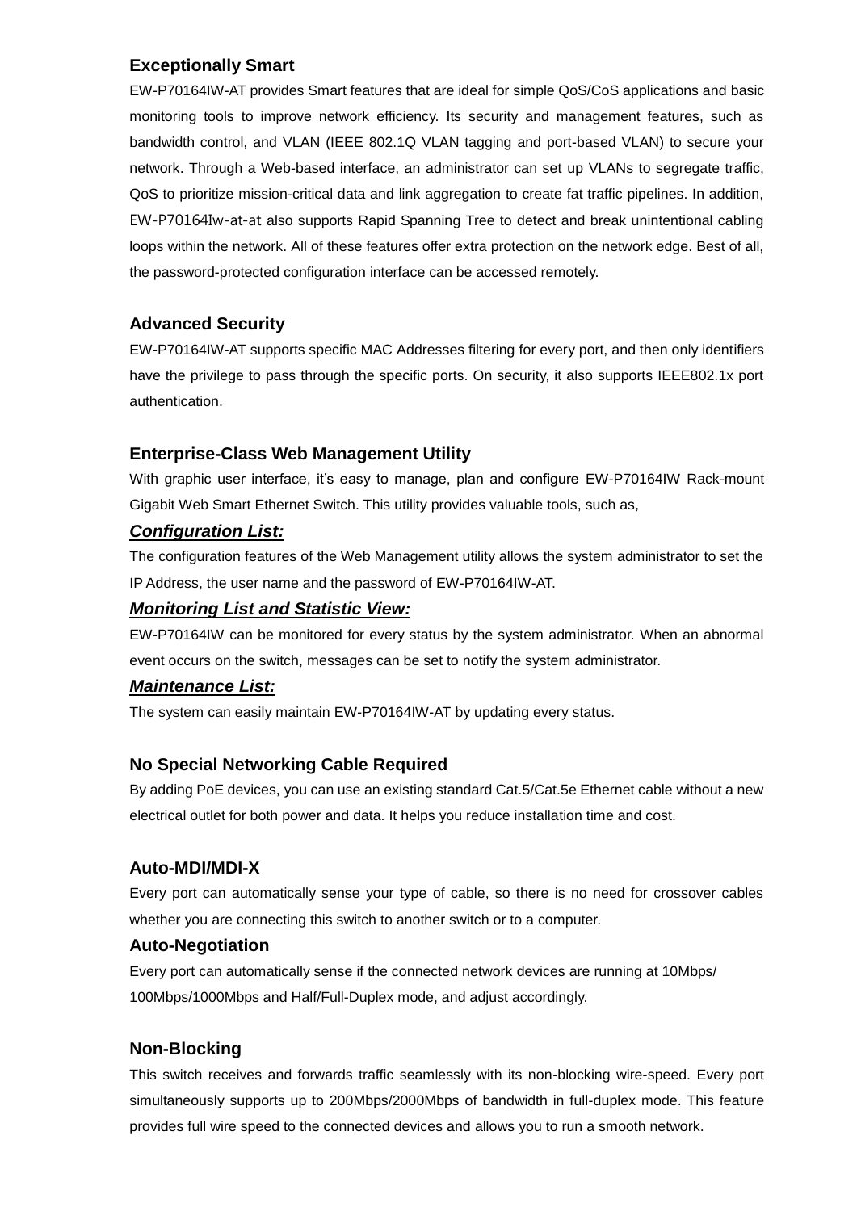### Exceptionally Smart

EW-P70164IW-AT provides Smart features that are ideal for simple QoS/CoS applications and basic monitoring tools to improve network efficiency. Its security and management features, such as bandwidth control, and VLAN (IEEE 802.1Q VLAN tagging and port-based VLAN) to secure your network. Through a Web-based interface, an administrator can set up VLANs to segregate traffic, QoS to prioritize mission-critical data and link aggregation to create fat traffic pipelines. In addition, EW-P70164Iw-at-at also supports Rapid Spanning Tree to detect and break unintentional cabling loops within the network. All of these features offer extra protection on the network edge. Best of all, the password-protected configuration interface can be accessed remotely.

### Advanced Security

EW-P70164IW-AT supports specific MAC Addresses filtering for every port, and then only identifiers have the privilege to pass through the specific ports. On security, it also supports IEEE802.1x port authentication.

### Enterprise-Class Web Management Utility

With graphic user interface, it's easy to manage, plan and configure EW-P70164IW Rack-mount Gigabit Web Smart Ethernet Switch. This utility provides valuable tools, such as,

***Configuration List:***

The configuration features of the Web Management utility allows the system administrator to set the IP Address, the user name and the password of EW-P70164IW-AT.

***Monitoring List and Statistic View:***

EW-P70164IW can be monitored for every status by the system administrator. When an abnormal event occurs on the switch, messages can be set to notify the system administrator.

***Maintenance List:***

The system can easily maintain EW-P70164IW-AT by updating every status.

### No Special Networking Cable Required

By adding PoE devices, you can use an existing standard Cat.5/Cat.5e Ethernet cable without a new electrical outlet for both power and data. It helps you reduce installation time and cost.

### Auto-MDI/MDI-X

Every port can automatically sense your type of cable, so there is no need for crossover cables whether you are connecting this switch to another switch or to a computer.

### Auto-Negotiation

Every port can automatically sense if the connected network devices are running at 10Mbps/ 100Mbps/1000Mbps and Half/Full-Duplex mode, and adjust accordingly.

### Non-Blocking

This switch receives and forwards traffic seamlessly with its non-blocking wire-speed. Every port simultaneously supports up to 200Mbps/2000Mbps of bandwidth in full-duplex mode. This feature provides full wire speed to the connected devices and allows you to run a smooth network.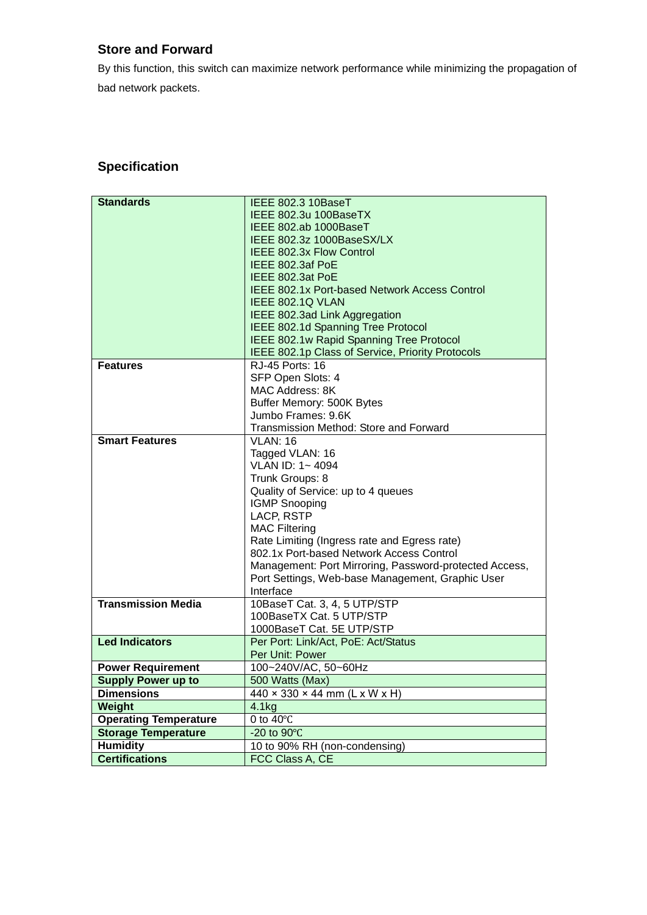### Store and Forward

By this function, this switch can maximize network performance while minimizing the propagation of bad network packets.

### Specification

| | |
|---|---|
| **Standards** | IEEE 802.3 10BaseT<br>IEEE 802.3u 100BaseTX<br>IEEE 802.ab 1000BaseT<br>IEEE 802.3z 1000BaseSX/LX<br>IEEE 802.3x Flow Control<br>IEEE 802.3af PoE<br>IEEE 802.3at PoE<br>IEEE 802.1x Port-based Network Access Control<br>IEEE 802.1Q VLAN<br>IEEE 802.3ad Link Aggregation<br>IEEE 802.1d Spanning Tree Protocol<br>IEEE 802.1w Rapid Spanning Tree Protocol<br>IEEE 802.1p Class of Service, Priority Protocols |
| **Features** | RJ-45 Ports: 16<br>SFP Open Slots: 4<br>MAC Address: 8K<br>Buffer Memory: 500K Bytes<br>Jumbo Frames: 9.6K<br>Transmission Method: Store and Forward |
| **Smart Features** | VLAN: 16<br>Tagged VLAN: 16<br>VLAN ID: 1~ 4094<br>Trunk Groups: 8<br>Quality of Service: up to 4 queues<br>IGMP Snooping<br>LACP, RSTP<br>MAC Filtering<br>Rate Limiting (Ingress rate and Egress rate)<br>802.1x Port-based Network Access Control<br>Management: Port Mirroring, Password-protected Access, Port Settings, Web-base Management, Graphic User Interface |
| **Transmission Media** | 10BaseT Cat. 3, 4, 5 UTP/STP<br>100BaseTX Cat. 5 UTP/STP<br>1000BaseT Cat. 5E UTP/STP |
| **Led Indicators** | Per Port: Link/Act, PoE: Act/Status<br>Per Unit: Power |
| **Power Requirement** | 100~240V/AC, 50~60Hz |
| **Supply Power up to** | 500 Watts (Max) |
| **Dimensions** | 440 × 330 × 44 mm (L x W x H) |
| **Weight** | 4.1kg |
| **Operating Temperature** | 0 to 40℃ |
| **Storage Temperature** | -20 to 90℃ |
| **Humidity** | 10 to 90% RH (non-condensing) |
| **Certifications** | FCC Class A, CE |